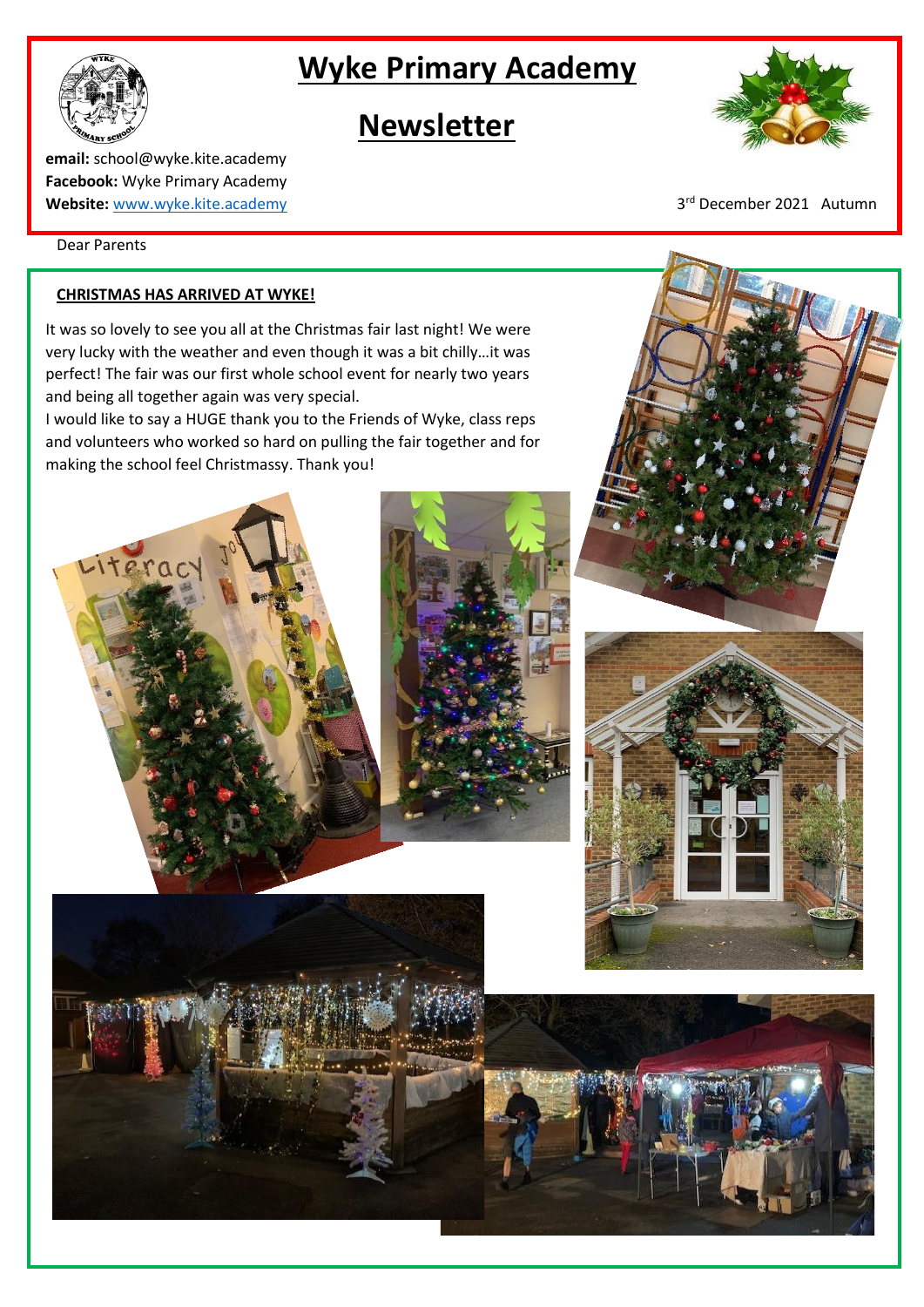# Wyke Primary Academy

# Newsletter

**email:** school@wyke.kite.academy
**Facebook:** Wyke Primary Academy
**Website:** [www.wyke.kite.academy](http://www.wyke.kite.academy)

3rd December 2021 Autumn

Dear Parents

**CHRISTMAS HAS ARRIVED AT WYKE!**

It was so lovely to see you all at the Christmas fair last night! We were very lucky with the weather and even though it was a bit chilly…it was perfect! The fair was our first whole school event for nearly two years and being all together again was very special.
I would like to say a HUGE thank you to the Friends of Wyke, class reps and volunteers who worked so hard on pulling the fair together and for making the school feel Christmassy. Thank you!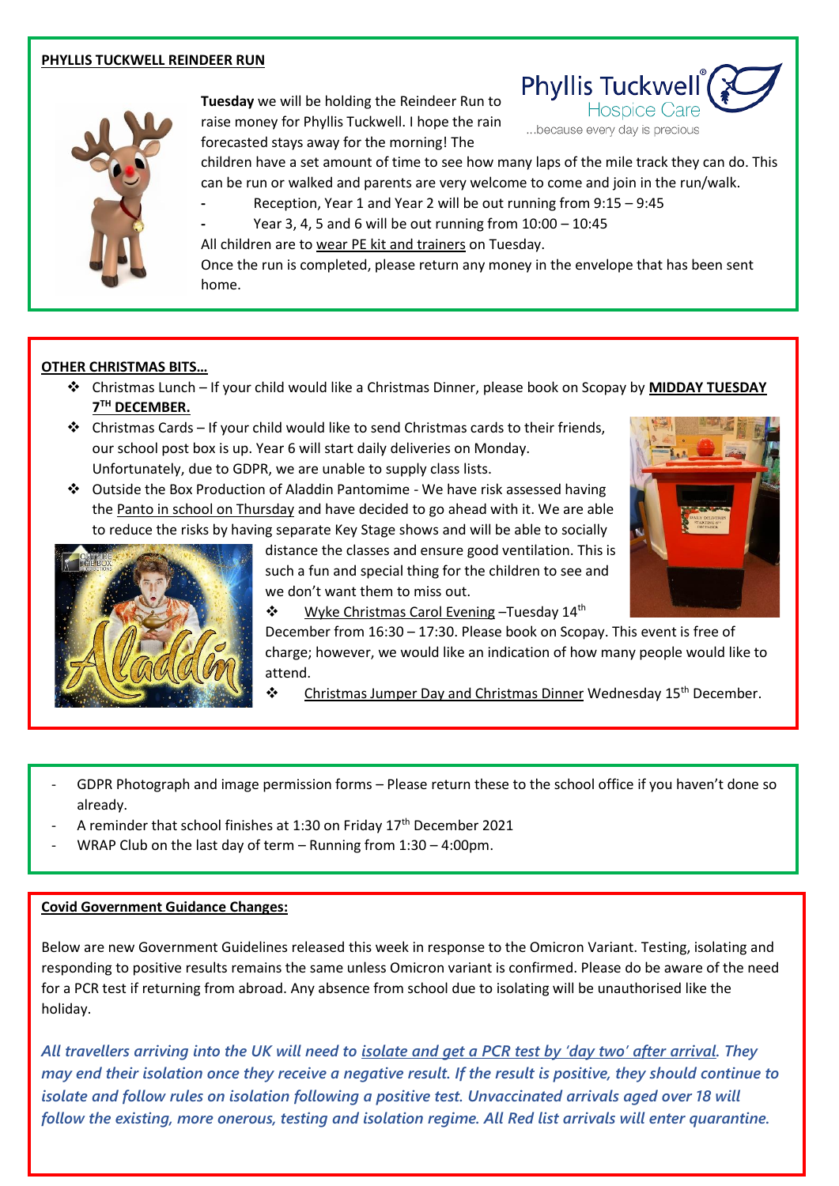**PHYLLIS TUCKWELL REINDEER RUN**

**Tuesday** we will be holding the Reindeer Run to raise money for Phyllis Tuckwell. I hope the rain forecasted stays away for the morning! The children have a set amount of time to see how many laps of the mile track they can do. This can be run or walked and parents are very welcome to come and join in the run/walk.

- Reception, Year 1 and Year 2 will be out running from 9:15 – 9:45
- Year 3, 4, 5 and 6 will be out running from 10:00 – 10:45

All children are to wear PE kit and trainers on Tuesday.

Once the run is completed, please return any money in the envelope that has been sent home.

**OTHER CHRISTMAS BITS…**

- Christmas Lunch – If your child would like a Christmas Dinner, please book on Scopay by **MIDDAY TUESDAY 7TH DECEMBER.**
- Christmas Cards – If your child would like to send Christmas cards to their friends, our school post box is up. Year 6 will start daily deliveries on Monday. Unfortunately, due to GDPR, we are unable to supply class lists.
- Outside the Box Production of Aladdin Pantomime - We have risk assessed having the Panto in school on Thursday and have decided to go ahead with it. We are able to reduce the risks by having separate Key Stage shows and will be able to socially distance the classes and ensure good ventilation. This is such a fun and special thing for the children to see and we don't want them to miss out.
- Wyke Christmas Carol Evening –Tuesday 14th December from 16:30 – 17:30. Please book on Scopay. This event is free of charge; however, we would like an indication of how many people would like to attend.
- Christmas Jumper Day and Christmas Dinner Wednesday 15th December.

- GDPR Photograph and image permission forms – Please return these to the school office if you haven't done so already.
- A reminder that school finishes at 1:30 on Friday 17th December 2021
- WRAP Club on the last day of term – Running from 1:30 – 4:00pm.

**Covid Government Guidance Changes:**

Below are new Government Guidelines released this week in response to the Omicron Variant. Testing, isolating and responding to positive results remains the same unless Omicron variant is confirmed. Please do be aware of the need for a PCR test if returning from abroad. Any absence from school due to isolating will be unauthorised like the holiday.

*All travellers arriving into the UK will need to isolate and get a PCR test by 'day two' after arrival. They may end their isolation once they receive a negative result. If the result is positive, they should continue to isolate and follow rules on isolation following a positive test. Unvaccinated arrivals aged over 18 will follow the existing, more onerous, testing and isolation regime. All Red list arrivals will enter quarantine.*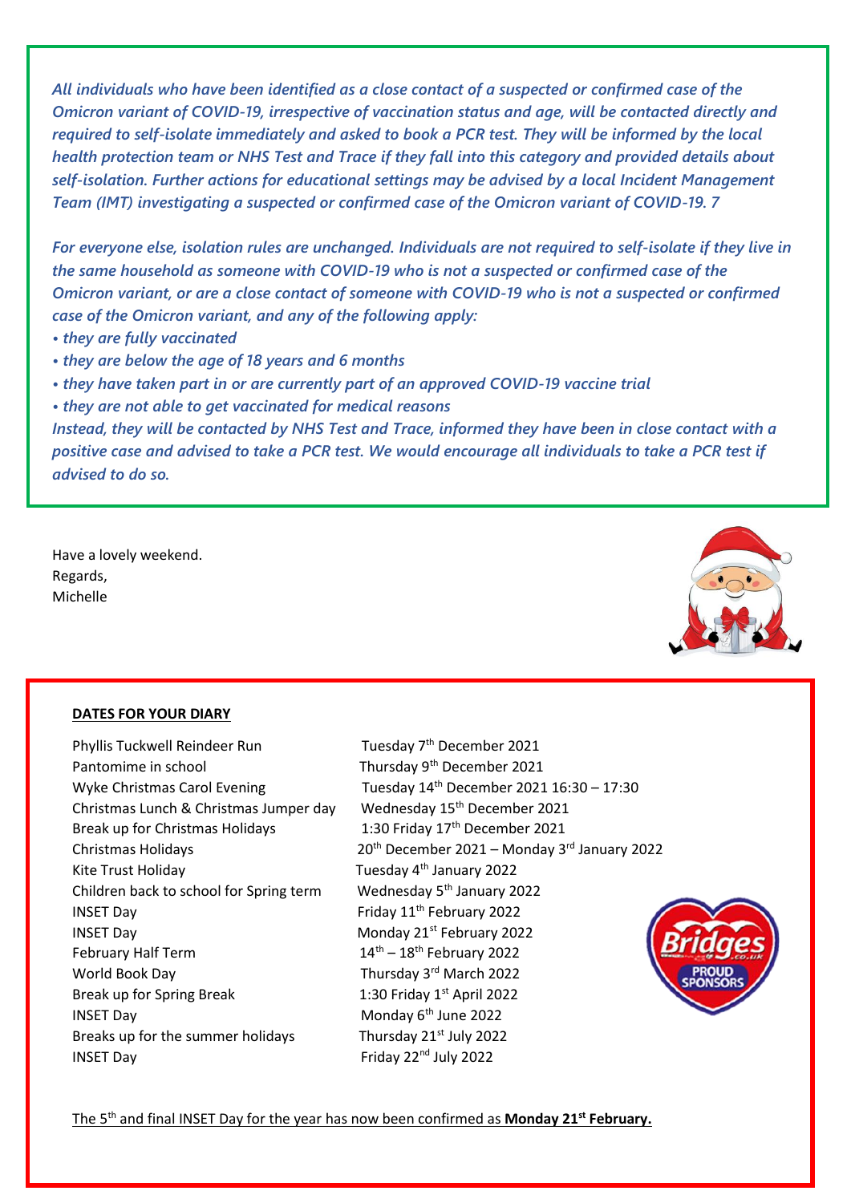*All individuals who have been identified as a close contact of a suspected or confirmed case of the Omicron variant of COVID-19, irrespective of vaccination status and age, will be contacted directly and required to self-isolate immediately and asked to book a PCR test. They will be informed by the local health protection team or NHS Test and Trace if they fall into this category and provided details about self-isolation. Further actions for educational settings may be advised by a local Incident Management Team (IMT) investigating a suspected or confirmed case of the Omicron variant of COVID-19. 7*

*For everyone else, isolation rules are unchanged. Individuals are not required to self-isolate if they live in the same household as someone with COVID-19 who is not a suspected or confirmed case of the Omicron variant, or are a close contact of someone with COVID-19 who is not a suspected or confirmed case of the Omicron variant, and any of the following apply:*

- *they are fully vaccinated*
- *they are below the age of 18 years and 6 months*
- *they have taken part in or are currently part of an approved COVID-19 vaccine trial*
- *they are not able to get vaccinated for medical reasons*

*Instead, they will be contacted by NHS Test and Trace, informed they have been in close contact with a positive case and advised to take a PCR test. We would encourage all individuals to take a PCR test if advised to do so.*

Have a lovely weekend.
Regards,
Michelle

**DATES FOR YOUR DIARY**

| | |
|---|---|
| Phyllis Tuckwell Reindeer Run | Tuesday 7th December 2021 |
| Pantomime in school | Thursday 9th December 2021 |
| Wyke Christmas Carol Evening | Tuesday 14th December 2021 16:30 – 17:30 |
| Christmas Lunch & Christmas Jumper day | Wednesday 15th December 2021 |
| Break up for Christmas Holidays | 1:30 Friday 17th December 2021 |
| Christmas Holidays | 20th December 2021 – Monday 3rd January 2022 |
| Kite Trust Holiday | Tuesday 4th January 2022 |
| Children back to school for Spring term | Wednesday 5th January 2022 |
| INSET Day | Friday 11th February 2022 |
| INSET Day | Monday 21st February 2022 |
| February Half Term | 14th – 18th February 2022 |
| World Book Day | Thursday 3rd March 2022 |
| Break up for Spring Break | 1:30 Friday 1st April 2022 |
| INSET Day | Monday 6th June 2022 |
| Breaks up for the summer holidays | Thursday 21st July 2022 |
| INSET Day | Friday 22nd July 2022 |

The 5th and final INSET Day for the year has now been confirmed as **Monday 21st February.**